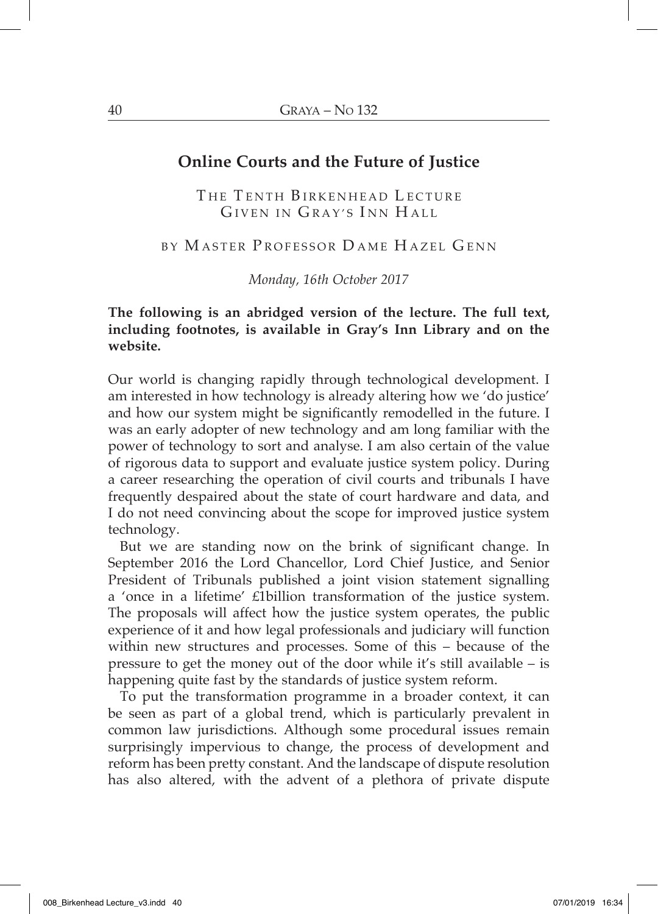# Online Courts and the Future of Justice

The Tenth Birkenhead Lecture
Given in Gray's Inn Hall

by Master Professor Dame Hazel Genn

*Monday, 16th October 2017*

**The following is an abridged version of the lecture. The full text, including footnotes, is available in Gray's Inn Library and on the website.**

Our world is changing rapidly through technological development. I am interested in how technology is already altering how we 'do justice' and how our system might be significantly remodelled in the future. I was an early adopter of new technology and am long familiar with the power of technology to sort and analyse. I am also certain of the value of rigorous data to support and evaluate justice system policy. During a career researching the operation of civil courts and tribunals I have frequently despaired about the state of court hardware and data, and I do not need convincing about the scope for improved justice system technology.

But we are standing now on the brink of significant change. In September 2016 the Lord Chancellor, Lord Chief Justice, and Senior President of Tribunals published a joint vision statement signalling a 'once in a lifetime' £1billion transformation of the justice system. The proposals will affect how the justice system operates, the public experience of it and how legal professionals and judiciary will function within new structures and processes. Some of this – because of the pressure to get the money out of the door while it's still available – is happening quite fast by the standards of justice system reform.

To put the transformation programme in a broader context, it can be seen as part of a global trend, which is particularly prevalent in common law jurisdictions. Although some procedural issues remain surprisingly impervious to change, the process of development and reform has been pretty constant. And the landscape of dispute resolution has also altered, with the advent of a plethora of private dispute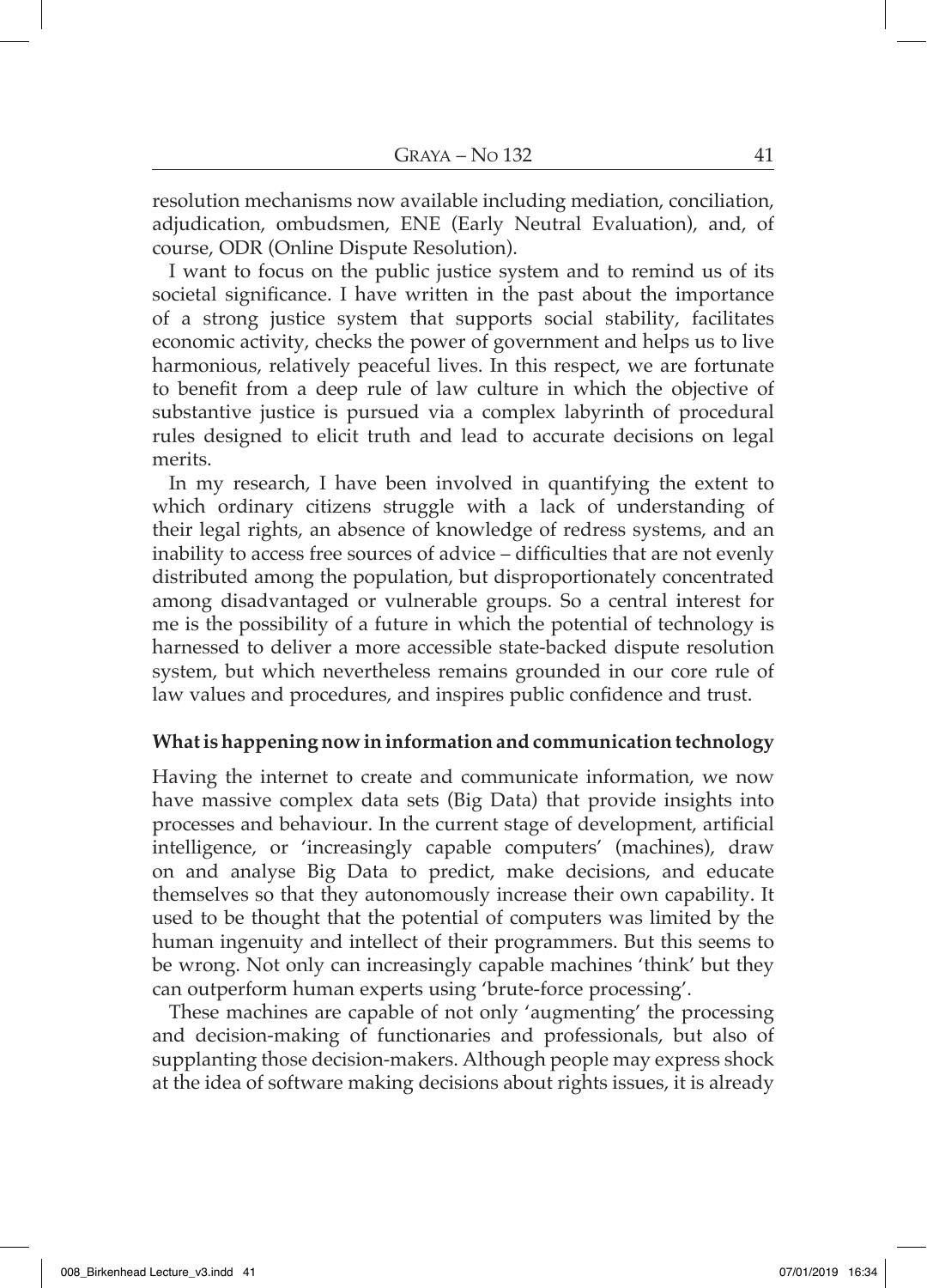resolution mechanisms now available including mediation, conciliation, adjudication, ombudsmen, ENE (Early Neutral Evaluation), and, of course, ODR (Online Dispute Resolution).

I want to focus on the public justice system and to remind us of its societal significance. I have written in the past about the importance of a strong justice system that supports social stability, facilitates economic activity, checks the power of government and helps us to live harmonious, relatively peaceful lives. In this respect, we are fortunate to benefit from a deep rule of law culture in which the objective of substantive justice is pursued via a complex labyrinth of procedural rules designed to elicit truth and lead to accurate decisions on legal merits.

In my research, I have been involved in quantifying the extent to which ordinary citizens struggle with a lack of understanding of their legal rights, an absence of knowledge of redress systems, and an inability to access free sources of advice – difficulties that are not evenly distributed among the population, but disproportionately concentrated among disadvantaged or vulnerable groups. So a central interest for me is the possibility of a future in which the potential of technology is harnessed to deliver a more accessible state-backed dispute resolution system, but which nevertheless remains grounded in our core rule of law values and procedures, and inspires public confidence and trust.

**What is happening now in information and communication technology**

Having the internet to create and communicate information, we now have massive complex data sets (Big Data) that provide insights into processes and behaviour. In the current stage of development, artificial intelligence, or 'increasingly capable computers' (machines), draw on and analyse Big Data to predict, make decisions, and educate themselves so that they autonomously increase their own capability. It used to be thought that the potential of computers was limited by the human ingenuity and intellect of their programmers. But this seems to be wrong. Not only can increasingly capable machines 'think' but they can outperform human experts using 'brute-force processing'.

These machines are capable of not only 'augmenting' the processing and decision-making of functionaries and professionals, but also of supplanting those decision-makers. Although people may express shock at the idea of software making decisions about rights issues, it is already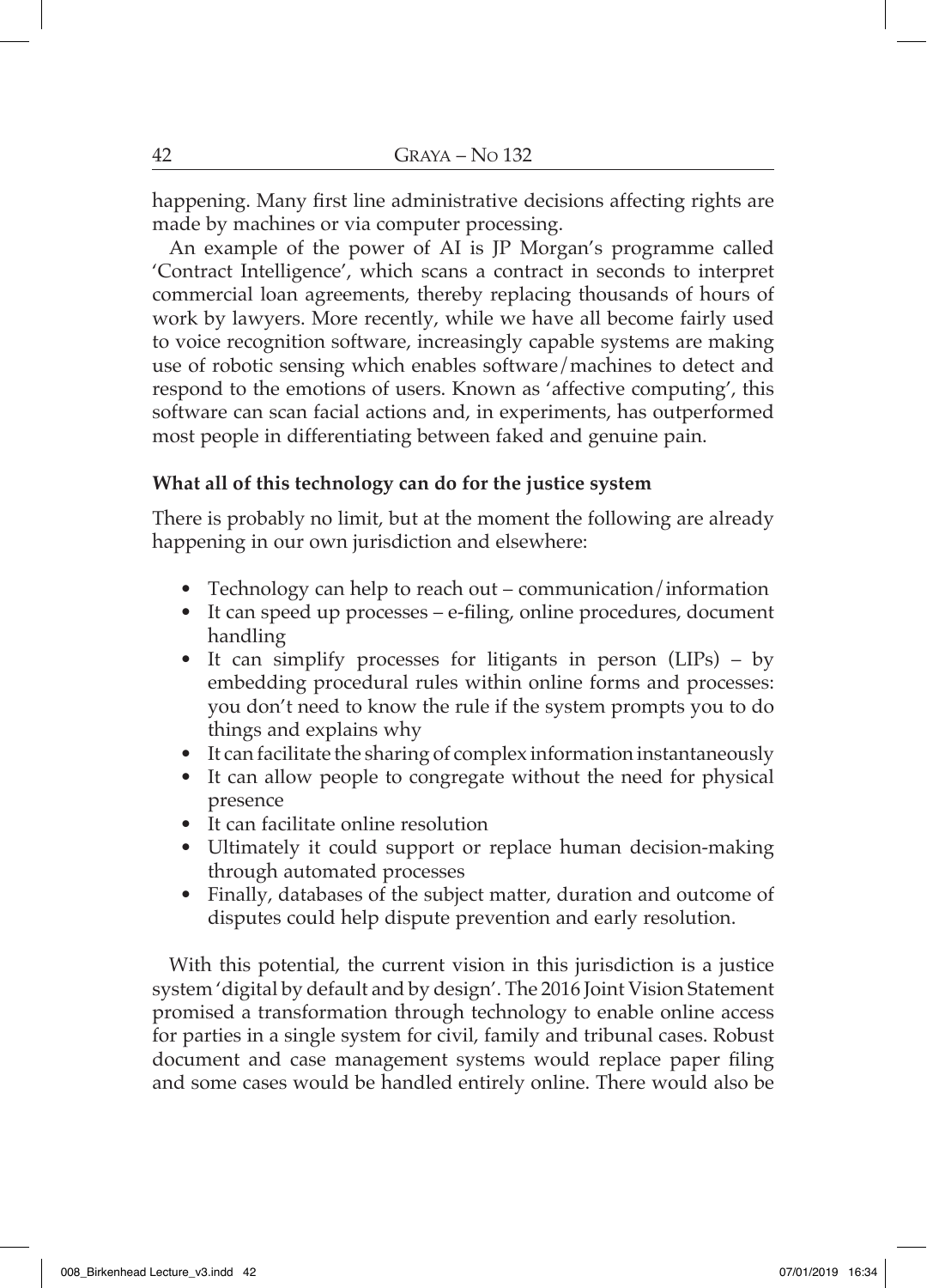happening. Many first line administrative decisions affecting rights are made by machines or via computer processing.

An example of the power of AI is JP Morgan's programme called 'Contract Intelligence', which scans a contract in seconds to interpret commercial loan agreements, thereby replacing thousands of hours of work by lawyers. More recently, while we have all become fairly used to voice recognition software, increasingly capable systems are making use of robotic sensing which enables software/machines to detect and respond to the emotions of users. Known as 'affective computing', this software can scan facial actions and, in experiments, has outperformed most people in differentiating between faked and genuine pain.

**What all of this technology can do for the justice system**

There is probably no limit, but at the moment the following are already happening in our own jurisdiction and elsewhere:

- Technology can help to reach out – communication/information
- It can speed up processes – e-filing, online procedures, document handling
- It can simplify processes for litigants in person (LIPs) – by embedding procedural rules within online forms and processes: you don't need to know the rule if the system prompts you to do things and explains why
- It can facilitate the sharing of complex information instantaneously
- It can allow people to congregate without the need for physical presence
- It can facilitate online resolution
- Ultimately it could support or replace human decision-making through automated processes
- Finally, databases of the subject matter, duration and outcome of disputes could help dispute prevention and early resolution.

With this potential, the current vision in this jurisdiction is a justice system 'digital by default and by design'. The 2016 Joint Vision Statement promised a transformation through technology to enable online access for parties in a single system for civil, family and tribunal cases. Robust document and case management systems would replace paper filing and some cases would be handled entirely online. There would also be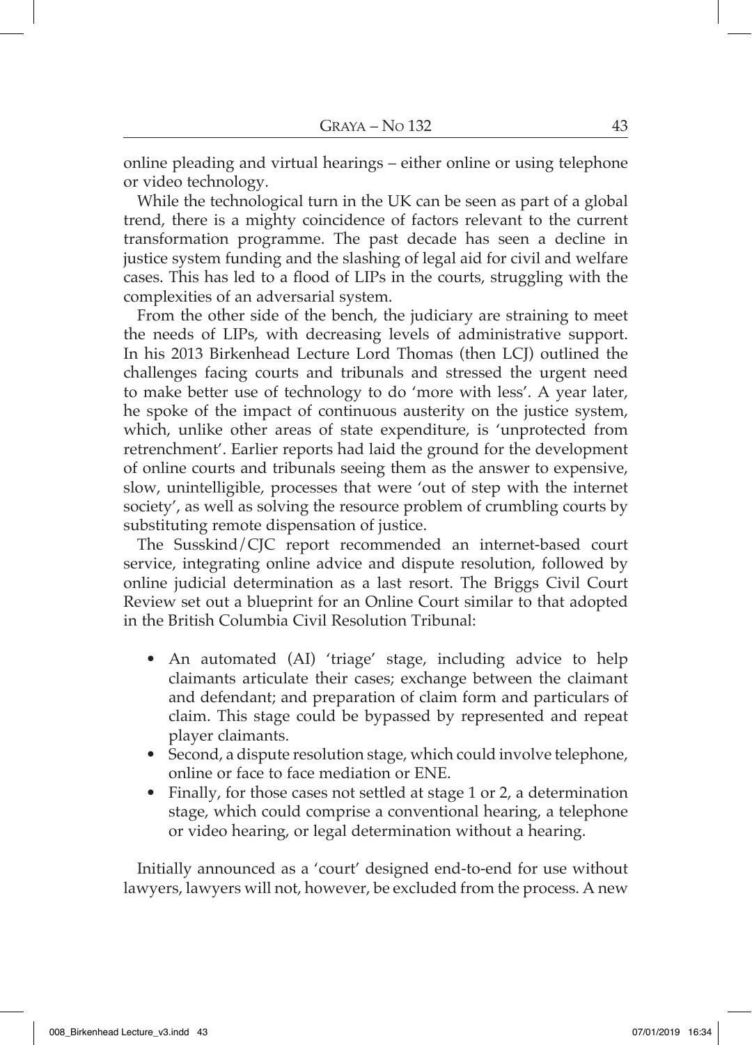online pleading and virtual hearings – either online or using telephone or video technology.

While the technological turn in the UK can be seen as part of a global trend, there is a mighty coincidence of factors relevant to the current transformation programme. The past decade has seen a decline in justice system funding and the slashing of legal aid for civil and welfare cases. This has led to a flood of LIPs in the courts, struggling with the complexities of an adversarial system.

From the other side of the bench, the judiciary are straining to meet the needs of LIPs, with decreasing levels of administrative support. In his 2013 Birkenhead Lecture Lord Thomas (then LCJ) outlined the challenges facing courts and tribunals and stressed the urgent need to make better use of technology to do 'more with less'. A year later, he spoke of the impact of continuous austerity on the justice system, which, unlike other areas of state expenditure, is 'unprotected from retrenchment'. Earlier reports had laid the ground for the development of online courts and tribunals seeing them as the answer to expensive, slow, unintelligible, processes that were 'out of step with the internet society', as well as solving the resource problem of crumbling courts by substituting remote dispensation of justice.

The Susskind/CJC report recommended an internet-based court service, integrating online advice and dispute resolution, followed by online judicial determination as a last resort. The Briggs Civil Court Review set out a blueprint for an Online Court similar to that adopted in the British Columbia Civil Resolution Tribunal:

- An automated (AI) 'triage' stage, including advice to help claimants articulate their cases; exchange between the claimant and defendant; and preparation of claim form and particulars of claim. This stage could be bypassed by represented and repeat player claimants.
- Second, a dispute resolution stage, which could involve telephone, online or face to face mediation or ENE.
- Finally, for those cases not settled at stage 1 or 2, a determination stage, which could comprise a conventional hearing, a telephone or video hearing, or legal determination without a hearing.

Initially announced as a 'court' designed end-to-end for use without lawyers, lawyers will not, however, be excluded from the process. A new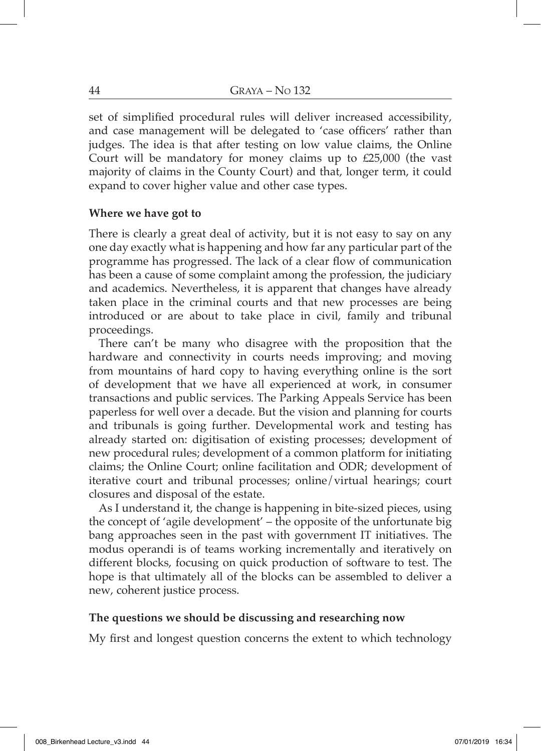set of simplified procedural rules will deliver increased accessibility, and case management will be delegated to 'case officers' rather than judges. The idea is that after testing on low value claims, the Online Court will be mandatory for money claims up to £25,000 (the vast majority of claims in the County Court) and that, longer term, it could expand to cover higher value and other case types.

**Where we have got to**

There is clearly a great deal of activity, but it is not easy to say on any one day exactly what is happening and how far any particular part of the programme has progressed. The lack of a clear flow of communication has been a cause of some complaint among the profession, the judiciary and academics. Nevertheless, it is apparent that changes have already taken place in the criminal courts and that new processes are being introduced or are about to take place in civil, family and tribunal proceedings.

There can't be many who disagree with the proposition that the hardware and connectivity in courts needs improving; and moving from mountains of hard copy to having everything online is the sort of development that we have all experienced at work, in consumer transactions and public services. The Parking Appeals Service has been paperless for well over a decade. But the vision and planning for courts and tribunals is going further. Developmental work and testing has already started on: digitisation of existing processes; development of new procedural rules; development of a common platform for initiating claims; the Online Court; online facilitation and ODR; development of iterative court and tribunal processes; online/virtual hearings; court closures and disposal of the estate.

As I understand it, the change is happening in bite-sized pieces, using the concept of 'agile development' – the opposite of the unfortunate big bang approaches seen in the past with government IT initiatives. The modus operandi is of teams working incrementally and iteratively on different blocks, focusing on quick production of software to test. The hope is that ultimately all of the blocks can be assembled to deliver a new, coherent justice process.

**The questions we should be discussing and researching now**

My first and longest question concerns the extent to which technology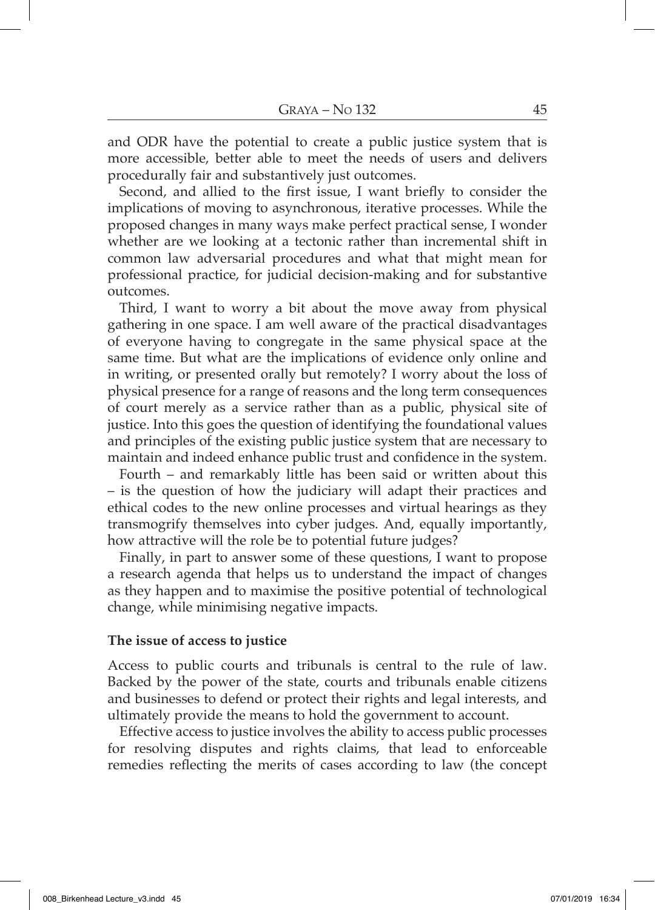and ODR have the potential to create a public justice system that is more accessible, better able to meet the needs of users and delivers procedurally fair and substantively just outcomes.

Second, and allied to the first issue, I want briefly to consider the implications of moving to asynchronous, iterative processes. While the proposed changes in many ways make perfect practical sense, I wonder whether are we looking at a tectonic rather than incremental shift in common law adversarial procedures and what that might mean for professional practice, for judicial decision-making and for substantive outcomes.

Third, I want to worry a bit about the move away from physical gathering in one space. I am well aware of the practical disadvantages of everyone having to congregate in the same physical space at the same time. But what are the implications of evidence only online and in writing, or presented orally but remotely? I worry about the loss of physical presence for a range of reasons and the long term consequences of court merely as a service rather than as a public, physical site of justice. Into this goes the question of identifying the foundational values and principles of the existing public justice system that are necessary to maintain and indeed enhance public trust and confidence in the system.

Fourth – and remarkably little has been said or written about this – is the question of how the judiciary will adapt their practices and ethical codes to the new online processes and virtual hearings as they transmogrify themselves into cyber judges. And, equally importantly, how attractive will the role be to potential future judges?

Finally, in part to answer some of these questions, I want to propose a research agenda that helps us to understand the impact of changes as they happen and to maximise the positive potential of technological change, while minimising negative impacts.

### The issue of access to justice

Access to public courts and tribunals is central to the rule of law. Backed by the power of the state, courts and tribunals enable citizens and businesses to defend or protect their rights and legal interests, and ultimately provide the means to hold the government to account.

Effective access to justice involves the ability to access public processes for resolving disputes and rights claims, that lead to enforceable remedies reflecting the merits of cases according to law (the concept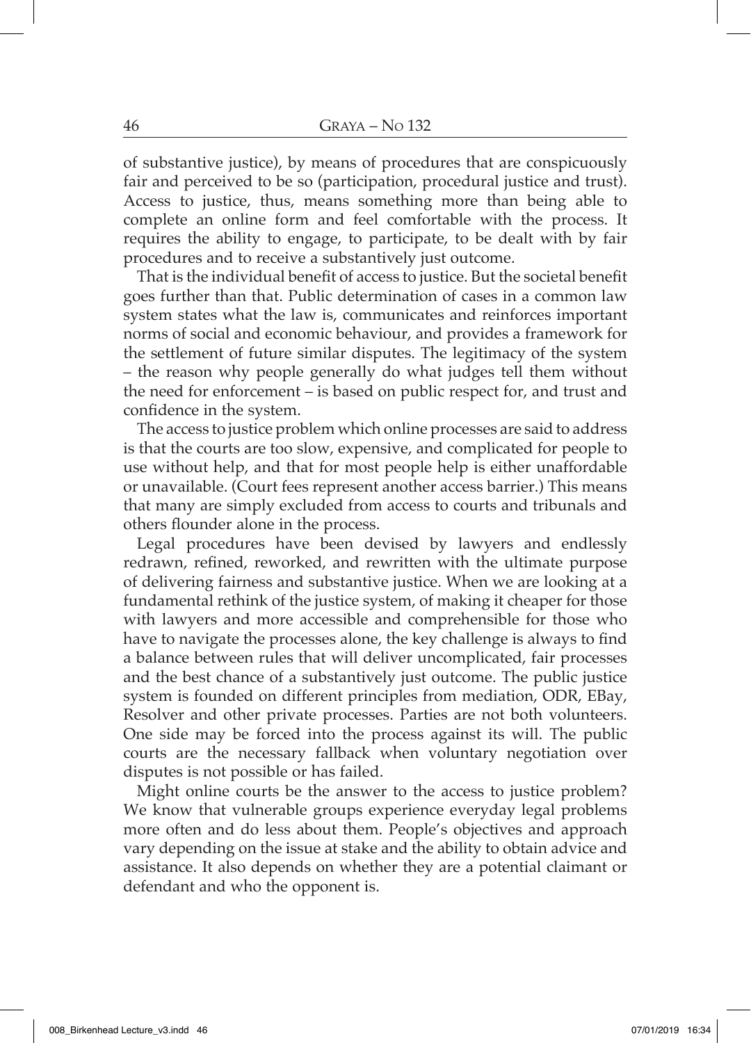of substantive justice), by means of procedures that are conspicuously fair and perceived to be so (participation, procedural justice and trust). Access to justice, thus, means something more than being able to complete an online form and feel comfortable with the process. It requires the ability to engage, to participate, to be dealt with by fair procedures and to receive a substantively just outcome.

That is the individual benefit of access to justice. But the societal benefit goes further than that. Public determination of cases in a common law system states what the law is, communicates and reinforces important norms of social and economic behaviour, and provides a framework for the settlement of future similar disputes. The legitimacy of the system – the reason why people generally do what judges tell them without the need for enforcement – is based on public respect for, and trust and confidence in the system.

The access to justice problem which online processes are said to address is that the courts are too slow, expensive, and complicated for people to use without help, and that for most people help is either unaffordable or unavailable. (Court fees represent another access barrier.) This means that many are simply excluded from access to courts and tribunals and others flounder alone in the process.

Legal procedures have been devised by lawyers and endlessly redrawn, refined, reworked, and rewritten with the ultimate purpose of delivering fairness and substantive justice. When we are looking at a fundamental rethink of the justice system, of making it cheaper for those with lawyers and more accessible and comprehensible for those who have to navigate the processes alone, the key challenge is always to find a balance between rules that will deliver uncomplicated, fair processes and the best chance of a substantively just outcome. The public justice system is founded on different principles from mediation, ODR, EBay, Resolver and other private processes. Parties are not both volunteers. One side may be forced into the process against its will. The public courts are the necessary fallback when voluntary negotiation over disputes is not possible or has failed.

Might online courts be the answer to the access to justice problem? We know that vulnerable groups experience everyday legal problems more often and do less about them. People's objectives and approach vary depending on the issue at stake and the ability to obtain advice and assistance. It also depends on whether they are a potential claimant or defendant and who the opponent is.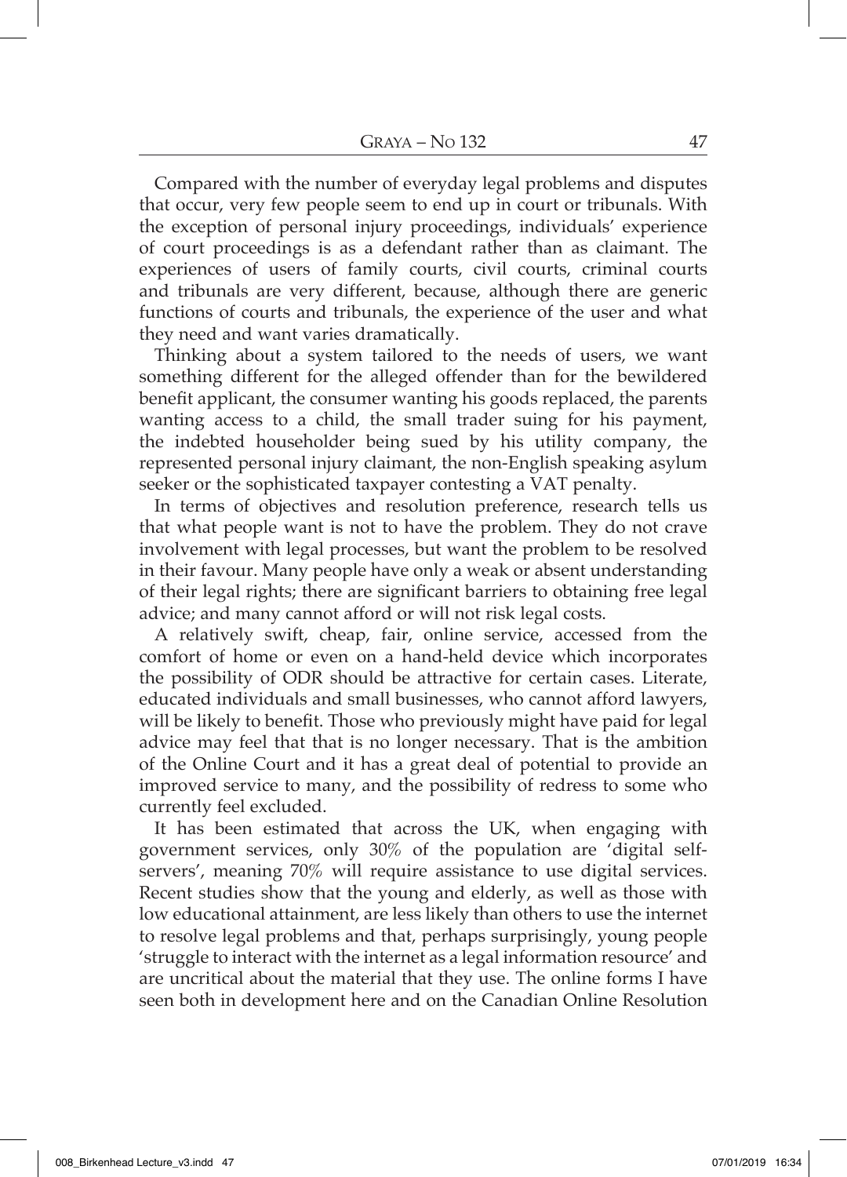Compared with the number of everyday legal problems and disputes that occur, very few people seem to end up in court or tribunals. With the exception of personal injury proceedings, individuals' experience of court proceedings is as a defendant rather than as claimant. The experiences of users of family courts, civil courts, criminal courts and tribunals are very different, because, although there are generic functions of courts and tribunals, the experience of the user and what they need and want varies dramatically.

Thinking about a system tailored to the needs of users, we want something different for the alleged offender than for the bewildered benefit applicant, the consumer wanting his goods replaced, the parents wanting access to a child, the small trader suing for his payment, the indebted householder being sued by his utility company, the represented personal injury claimant, the non-English speaking asylum seeker or the sophisticated taxpayer contesting a VAT penalty.

In terms of objectives and resolution preference, research tells us that what people want is not to have the problem. They do not crave involvement with legal processes, but want the problem to be resolved in their favour. Many people have only a weak or absent understanding of their legal rights; there are significant barriers to obtaining free legal advice; and many cannot afford or will not risk legal costs.

A relatively swift, cheap, fair, online service, accessed from the comfort of home or even on a hand-held device which incorporates the possibility of ODR should be attractive for certain cases. Literate, educated individuals and small businesses, who cannot afford lawyers, will be likely to benefit. Those who previously might have paid for legal advice may feel that that is no longer necessary. That is the ambition of the Online Court and it has a great deal of potential to provide an improved service to many, and the possibility of redress to some who currently feel excluded.

It has been estimated that across the UK, when engaging with government services, only 30% of the population are 'digital self-servers', meaning 70% will require assistance to use digital services. Recent studies show that the young and elderly, as well as those with low educational attainment, are less likely than others to use the internet to resolve legal problems and that, perhaps surprisingly, young people 'struggle to interact with the internet as a legal information resource' and are uncritical about the material that they use. The online forms I have seen both in development here and on the Canadian Online Resolution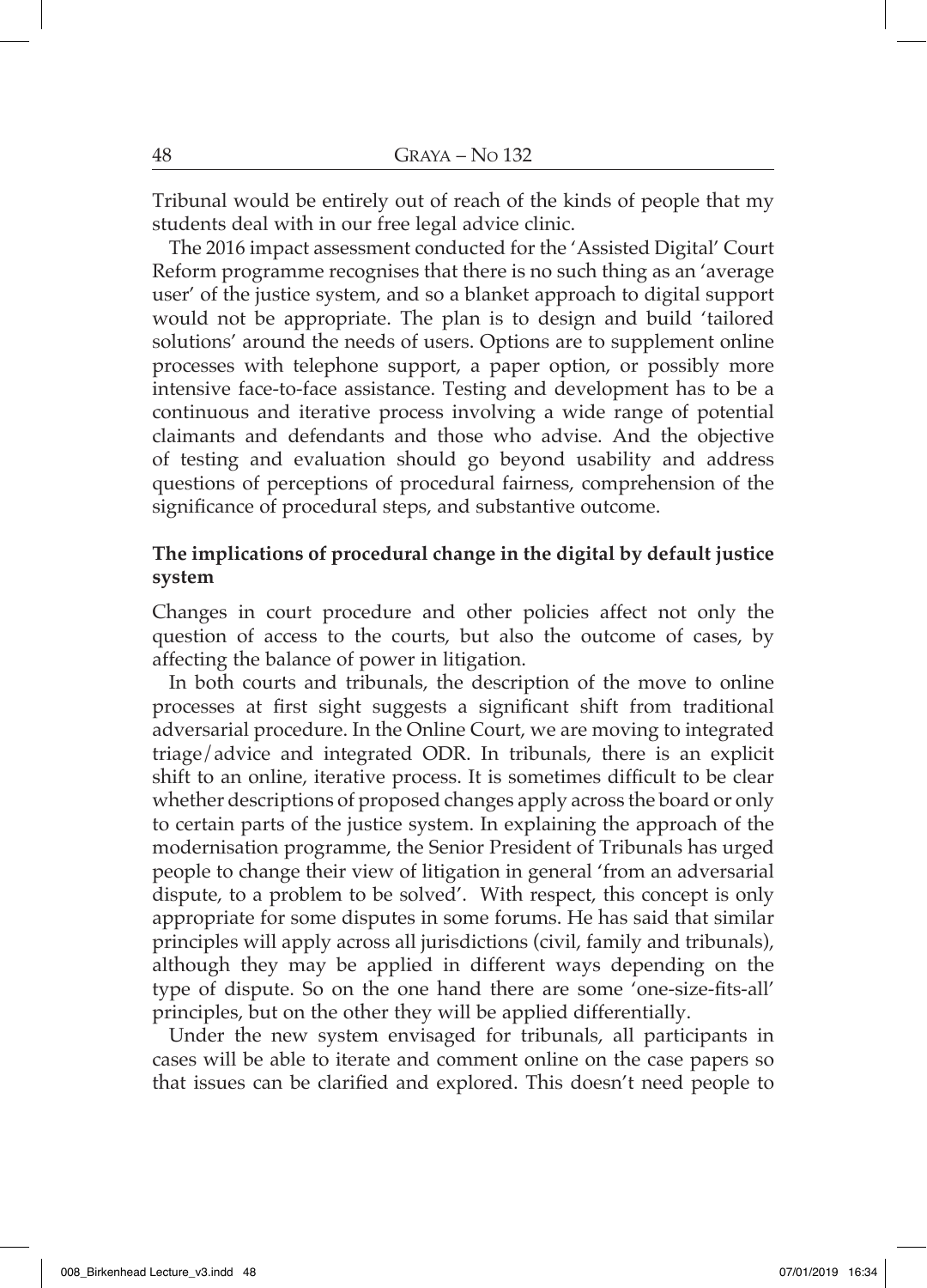Tribunal would be entirely out of reach of the kinds of people that my students deal with in our free legal advice clinic.

The 2016 impact assessment conducted for the 'Assisted Digital' Court Reform programme recognises that there is no such thing as an 'average user' of the justice system, and so a blanket approach to digital support would not be appropriate. The plan is to design and build 'tailored solutions' around the needs of users. Options are to supplement online processes with telephone support, a paper option, or possibly more intensive face-to-face assistance. Testing and development has to be a continuous and iterative process involving a wide range of potential claimants and defendants and those who advise. And the objective of testing and evaluation should go beyond usability and address questions of perceptions of procedural fairness, comprehension of the significance of procedural steps, and substantive outcome.

## The implications of procedural change in the digital by default justice system

Changes in court procedure and other policies affect not only the question of access to the courts, but also the outcome of cases, by affecting the balance of power in litigation.

In both courts and tribunals, the description of the move to online processes at first sight suggests a significant shift from traditional adversarial procedure. In the Online Court, we are moving to integrated triage/advice and integrated ODR. In tribunals, there is an explicit shift to an online, iterative process. It is sometimes difficult to be clear whether descriptions of proposed changes apply across the board or only to certain parts of the justice system. In explaining the approach of the modernisation programme, the Senior President of Tribunals has urged people to change their view of litigation in general 'from an adversarial dispute, to a problem to be solved'. With respect, this concept is only appropriate for some disputes in some forums. He has said that similar principles will apply across all jurisdictions (civil, family and tribunals), although they may be applied in different ways depending on the type of dispute. So on the one hand there are some 'one-size-fits-all' principles, but on the other they will be applied differentially.

Under the new system envisaged for tribunals, all participants in cases will be able to iterate and comment online on the case papers so that issues can be clarified and explored. This doesn't need people to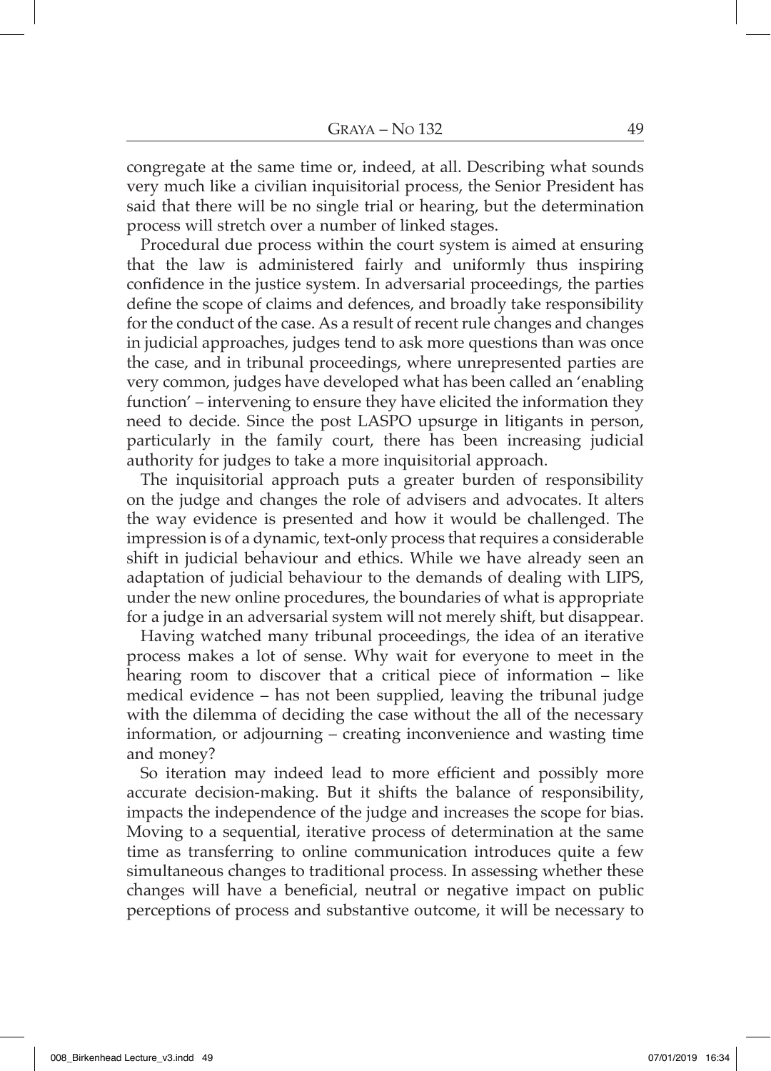congregate at the same time or, indeed, at all. Describing what sounds very much like a civilian inquisitorial process, the Senior President has said that there will be no single trial or hearing, but the determination process will stretch over a number of linked stages.

Procedural due process within the court system is aimed at ensuring that the law is administered fairly and uniformly thus inspiring confidence in the justice system. In adversarial proceedings, the parties define the scope of claims and defences, and broadly take responsibility for the conduct of the case. As a result of recent rule changes and changes in judicial approaches, judges tend to ask more questions than was once the case, and in tribunal proceedings, where unrepresented parties are very common, judges have developed what has been called an 'enabling function' – intervening to ensure they have elicited the information they need to decide. Since the post LASPO upsurge in litigants in person, particularly in the family court, there has been increasing judicial authority for judges to take a more inquisitorial approach.

The inquisitorial approach puts a greater burden of responsibility on the judge and changes the role of advisers and advocates. It alters the way evidence is presented and how it would be challenged. The impression is of a dynamic, text-only process that requires a considerable shift in judicial behaviour and ethics. While we have already seen an adaptation of judicial behaviour to the demands of dealing with LIPS, under the new online procedures, the boundaries of what is appropriate for a judge in an adversarial system will not merely shift, but disappear.

Having watched many tribunal proceedings, the idea of an iterative process makes a lot of sense. Why wait for everyone to meet in the hearing room to discover that a critical piece of information – like medical evidence – has not been supplied, leaving the tribunal judge with the dilemma of deciding the case without the all of the necessary information, or adjourning – creating inconvenience and wasting time and money?

So iteration may indeed lead to more efficient and possibly more accurate decision-making. But it shifts the balance of responsibility, impacts the independence of the judge and increases the scope for bias. Moving to a sequential, iterative process of determination at the same time as transferring to online communication introduces quite a few simultaneous changes to traditional process. In assessing whether these changes will have a beneficial, neutral or negative impact on public perceptions of process and substantive outcome, it will be necessary to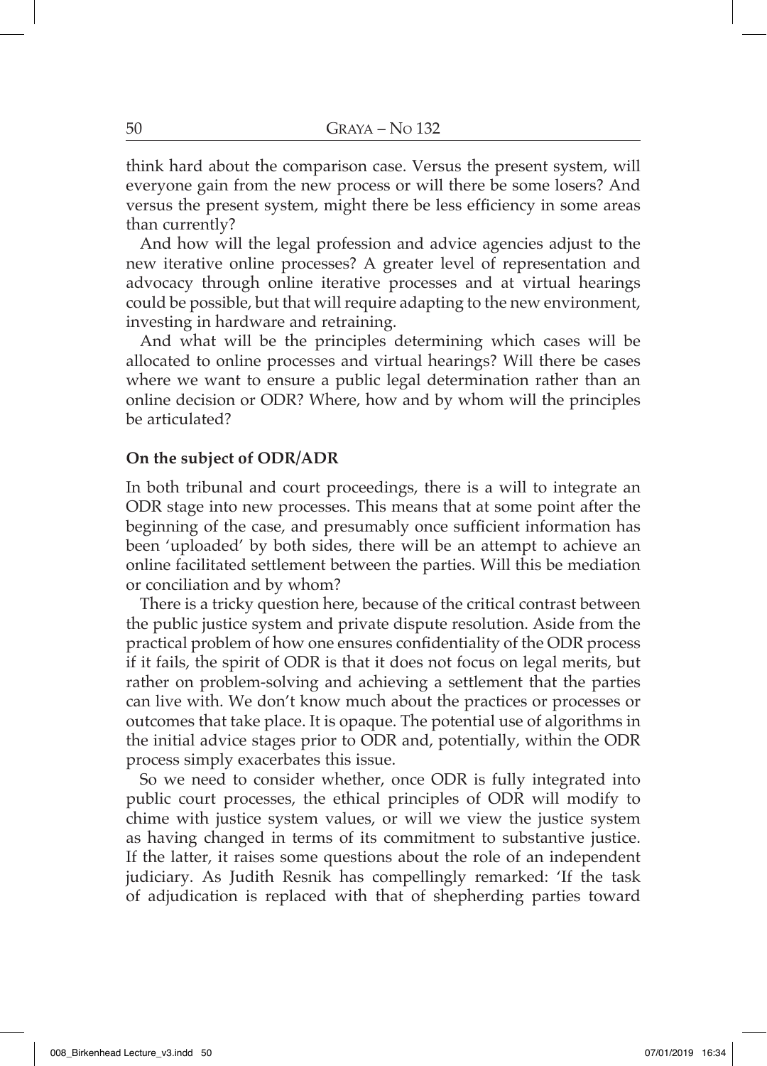think hard about the comparison case. Versus the present system, will everyone gain from the new process or will there be some losers? And versus the present system, might there be less efficiency in some areas than currently?

And how will the legal profession and advice agencies adjust to the new iterative online processes? A greater level of representation and advocacy through online iterative processes and at virtual hearings could be possible, but that will require adapting to the new environment, investing in hardware and retraining.

And what will be the principles determining which cases will be allocated to online processes and virtual hearings? Will there be cases where we want to ensure a public legal determination rather than an online decision or ODR? Where, how and by whom will the principles be articulated?

**On the subject of ODR/ADR**

In both tribunal and court proceedings, there is a will to integrate an ODR stage into new processes. This means that at some point after the beginning of the case, and presumably once sufficient information has been 'uploaded' by both sides, there will be an attempt to achieve an online facilitated settlement between the parties. Will this be mediation or conciliation and by whom?

There is a tricky question here, because of the critical contrast between the public justice system and private dispute resolution. Aside from the practical problem of how one ensures confidentiality of the ODR process if it fails, the spirit of ODR is that it does not focus on legal merits, but rather on problem-solving and achieving a settlement that the parties can live with. We don't know much about the practices or processes or outcomes that take place. It is opaque. The potential use of algorithms in the initial advice stages prior to ODR and, potentially, within the ODR process simply exacerbates this issue.

So we need to consider whether, once ODR is fully integrated into public court processes, the ethical principles of ODR will modify to chime with justice system values, or will we view the justice system as having changed in terms of its commitment to substantive justice. If the latter, it raises some questions about the role of an independent judiciary. As Judith Resnik has compellingly remarked: 'If the task of adjudication is replaced with that of shepherding parties toward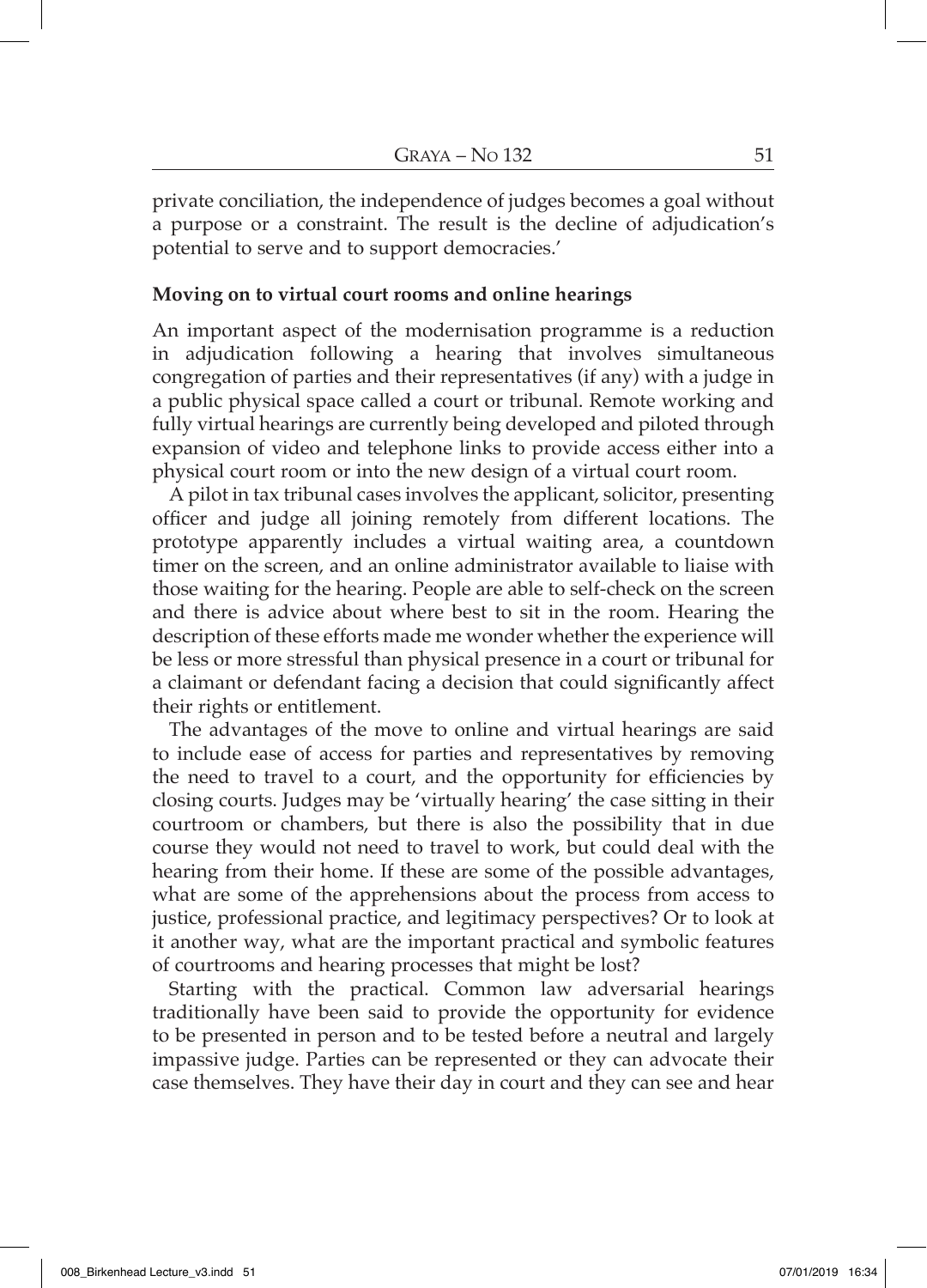private conciliation, the independence of judges becomes a goal without a purpose or a constraint. The result is the decline of adjudication's potential to serve and to support democracies.'

**Moving on to virtual court rooms and online hearings**

An important aspect of the modernisation programme is a reduction in adjudication following a hearing that involves simultaneous congregation of parties and their representatives (if any) with a judge in a public physical space called a court or tribunal. Remote working and fully virtual hearings are currently being developed and piloted through expansion of video and telephone links to provide access either into a physical court room or into the new design of a virtual court room.

A pilot in tax tribunal cases involves the applicant, solicitor, presenting officer and judge all joining remotely from different locations. The prototype apparently includes a virtual waiting area, a countdown timer on the screen, and an online administrator available to liaise with those waiting for the hearing. People are able to self-check on the screen and there is advice about where best to sit in the room. Hearing the description of these efforts made me wonder whether the experience will be less or more stressful than physical presence in a court or tribunal for a claimant or defendant facing a decision that could significantly affect their rights or entitlement.

The advantages of the move to online and virtual hearings are said to include ease of access for parties and representatives by removing the need to travel to a court, and the opportunity for efficiencies by closing courts. Judges may be 'virtually hearing' the case sitting in their courtroom or chambers, but there is also the possibility that in due course they would not need to travel to work, but could deal with the hearing from their home. If these are some of the possible advantages, what are some of the apprehensions about the process from access to justice, professional practice, and legitimacy perspectives? Or to look at it another way, what are the important practical and symbolic features of courtrooms and hearing processes that might be lost?

Starting with the practical. Common law adversarial hearings traditionally have been said to provide the opportunity for evidence to be presented in person and to be tested before a neutral and largely impassive judge. Parties can be represented or they can advocate their case themselves. They have their day in court and they can see and hear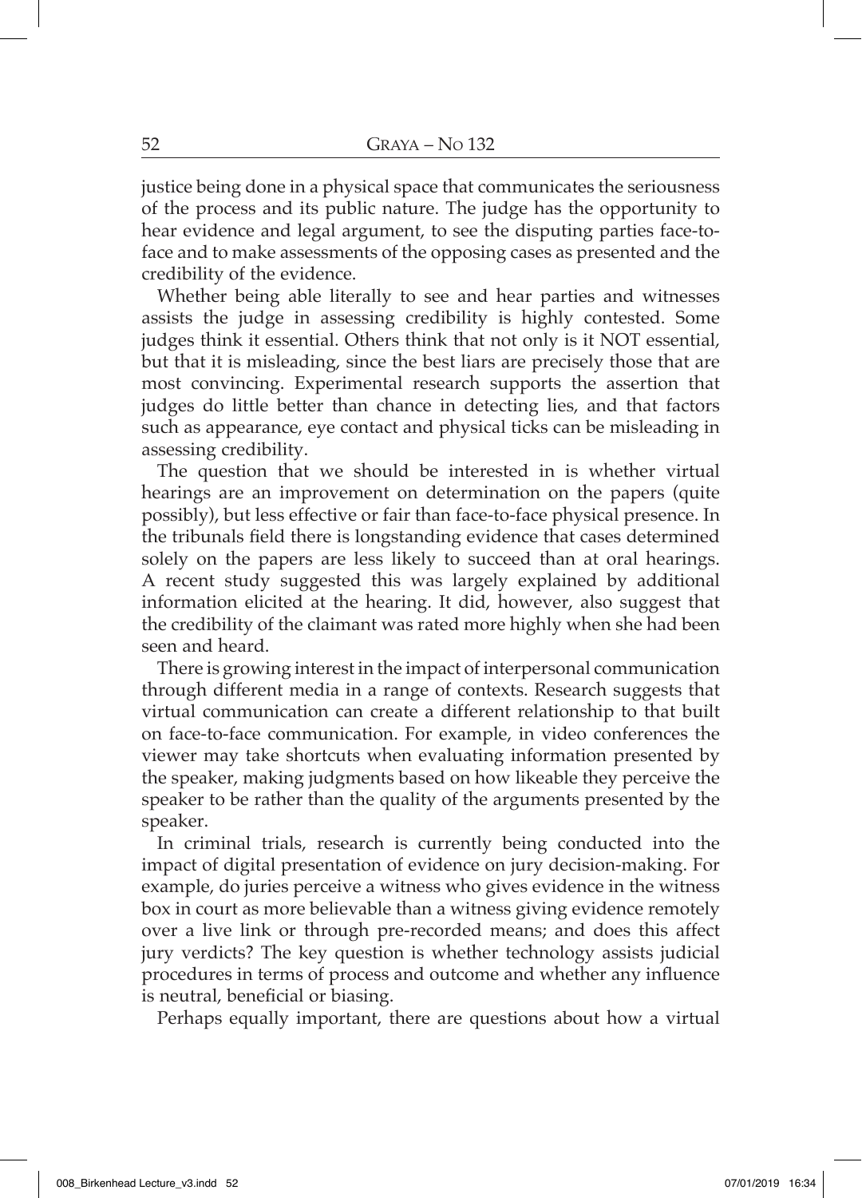justice being done in a physical space that communicates the seriousness of the process and its public nature. The judge has the opportunity to hear evidence and legal argument, to see the disputing parties face-to-face and to make assessments of the opposing cases as presented and the credibility of the evidence.

Whether being able literally to see and hear parties and witnesses assists the judge in assessing credibility is highly contested. Some judges think it essential. Others think that not only is it NOT essential, but that it is misleading, since the best liars are precisely those that are most convincing. Experimental research supports the assertion that judges do little better than chance in detecting lies, and that factors such as appearance, eye contact and physical ticks can be misleading in assessing credibility.

The question that we should be interested in is whether virtual hearings are an improvement on determination on the papers (quite possibly), but less effective or fair than face-to-face physical presence. In the tribunals field there is longstanding evidence that cases determined solely on the papers are less likely to succeed than at oral hearings. A recent study suggested this was largely explained by additional information elicited at the hearing. It did, however, also suggest that the credibility of the claimant was rated more highly when she had been seen and heard.

There is growing interest in the impact of interpersonal communication through different media in a range of contexts. Research suggests that virtual communication can create a different relationship to that built on face-to-face communication. For example, in video conferences the viewer may take shortcuts when evaluating information presented by the speaker, making judgments based on how likeable they perceive the speaker to be rather than the quality of the arguments presented by the speaker.

In criminal trials, research is currently being conducted into the impact of digital presentation of evidence on jury decision-making. For example, do juries perceive a witness who gives evidence in the witness box in court as more believable than a witness giving evidence remotely over a live link or through pre-recorded means; and does this affect jury verdicts? The key question is whether technology assists judicial procedures in terms of process and outcome and whether any influence is neutral, beneficial or biasing.

Perhaps equally important, there are questions about how a virtual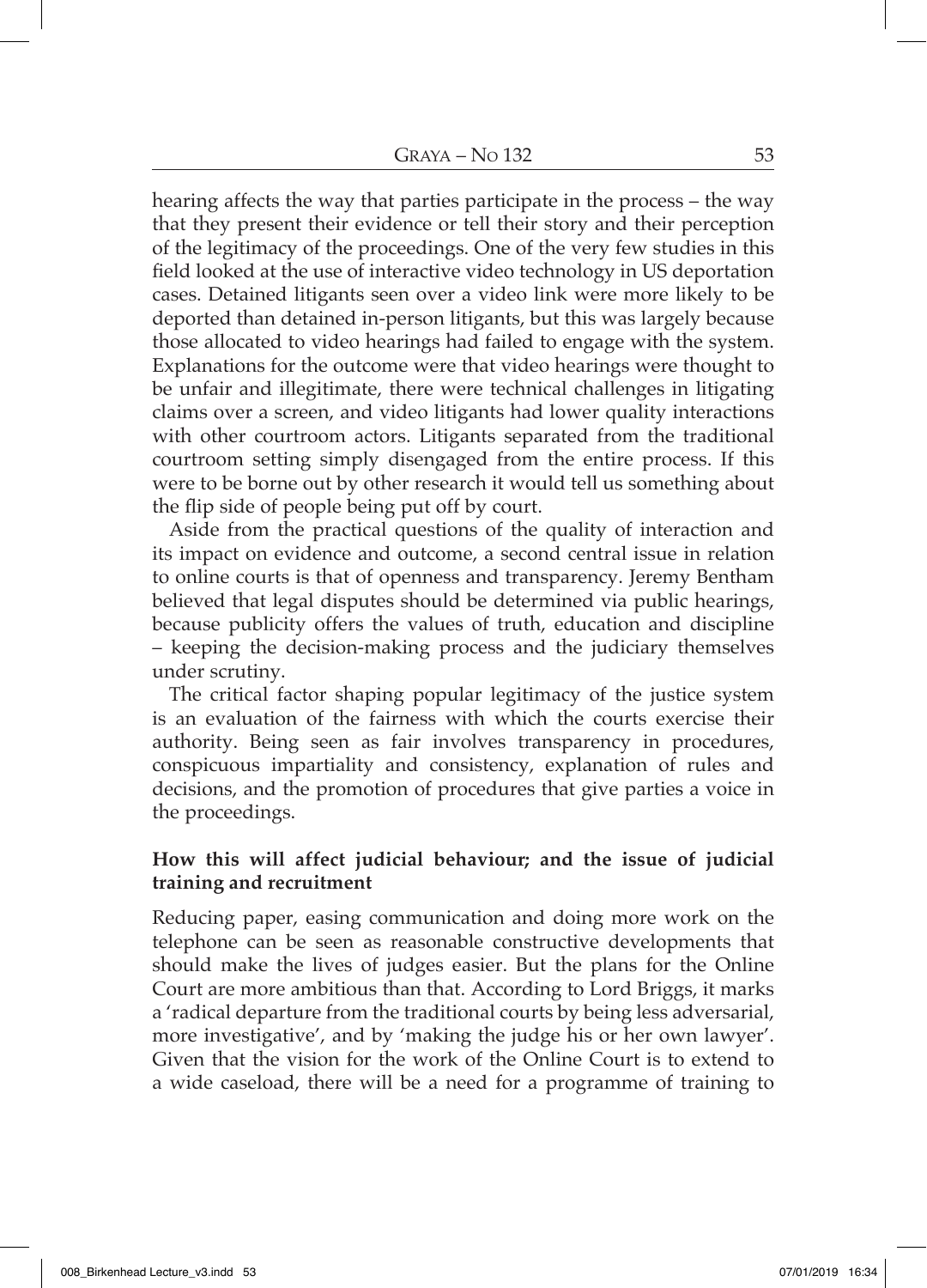hearing affects the way that parties participate in the process – the way that they present their evidence or tell their story and their perception of the legitimacy of the proceedings. One of the very few studies in this field looked at the use of interactive video technology in US deportation cases. Detained litigants seen over a video link were more likely to be deported than detained in-person litigants, but this was largely because those allocated to video hearings had failed to engage with the system. Explanations for the outcome were that video hearings were thought to be unfair and illegitimate, there were technical challenges in litigating claims over a screen, and video litigants had lower quality interactions with other courtroom actors. Litigants separated from the traditional courtroom setting simply disengaged from the entire process. If this were to be borne out by other research it would tell us something about the flip side of people being put off by court.

Aside from the practical questions of the quality of interaction and its impact on evidence and outcome, a second central issue in relation to online courts is that of openness and transparency. Jeremy Bentham believed that legal disputes should be determined via public hearings, because publicity offers the values of truth, education and discipline – keeping the decision-making process and the judiciary themselves under scrutiny.

The critical factor shaping popular legitimacy of the justice system is an evaluation of the fairness with which the courts exercise their authority. Being seen as fair involves transparency in procedures, conspicuous impartiality and consistency, explanation of rules and decisions, and the promotion of procedures that give parties a voice in the proceedings.

### How this will affect judicial behaviour; and the issue of judicial training and recruitment

Reducing paper, easing communication and doing more work on the telephone can be seen as reasonable constructive developments that should make the lives of judges easier. But the plans for the Online Court are more ambitious than that. According to Lord Briggs, it marks a 'radical departure from the traditional courts by being less adversarial, more investigative', and by 'making the judge his or her own lawyer'. Given that the vision for the work of the Online Court is to extend to a wide caseload, there will be a need for a programme of training to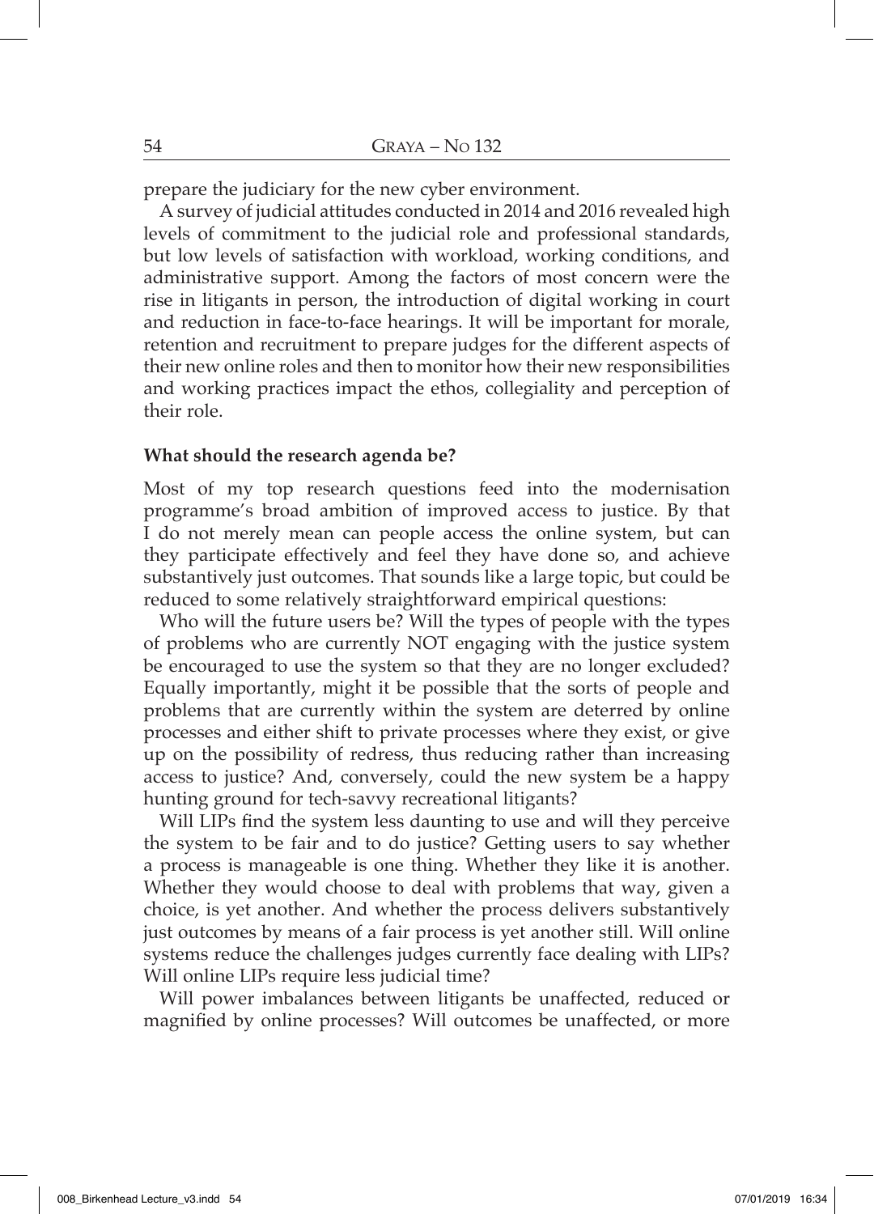prepare the judiciary for the new cyber environment.

A survey of judicial attitudes conducted in 2014 and 2016 revealed high levels of commitment to the judicial role and professional standards, but low levels of satisfaction with workload, working conditions, and administrative support. Among the factors of most concern were the rise in litigants in person, the introduction of digital working in court and reduction in face-to-face hearings. It will be important for morale, retention and recruitment to prepare judges for the different aspects of their new online roles and then to monitor how their new responsibilities and working practices impact the ethos, collegiality and perception of their role.

**What should the research agenda be?**

Most of my top research questions feed into the modernisation programme's broad ambition of improved access to justice. By that I do not merely mean can people access the online system, but can they participate effectively and feel they have done so, and achieve substantively just outcomes. That sounds like a large topic, but could be reduced to some relatively straightforward empirical questions:

Who will the future users be? Will the types of people with the types of problems who are currently NOT engaging with the justice system be encouraged to use the system so that they are no longer excluded? Equally importantly, might it be possible that the sorts of people and problems that are currently within the system are deterred by online processes and either shift to private processes where they exist, or give up on the possibility of redress, thus reducing rather than increasing access to justice? And, conversely, could the new system be a happy hunting ground for tech-savvy recreational litigants?

Will LIPs find the system less daunting to use and will they perceive the system to be fair and to do justice? Getting users to say whether a process is manageable is one thing. Whether they like it is another. Whether they would choose to deal with problems that way, given a choice, is yet another. And whether the process delivers substantively just outcomes by means of a fair process is yet another still. Will online systems reduce the challenges judges currently face dealing with LIPs? Will online LIPs require less judicial time?

Will power imbalances between litigants be unaffected, reduced or magnified by online processes? Will outcomes be unaffected, or more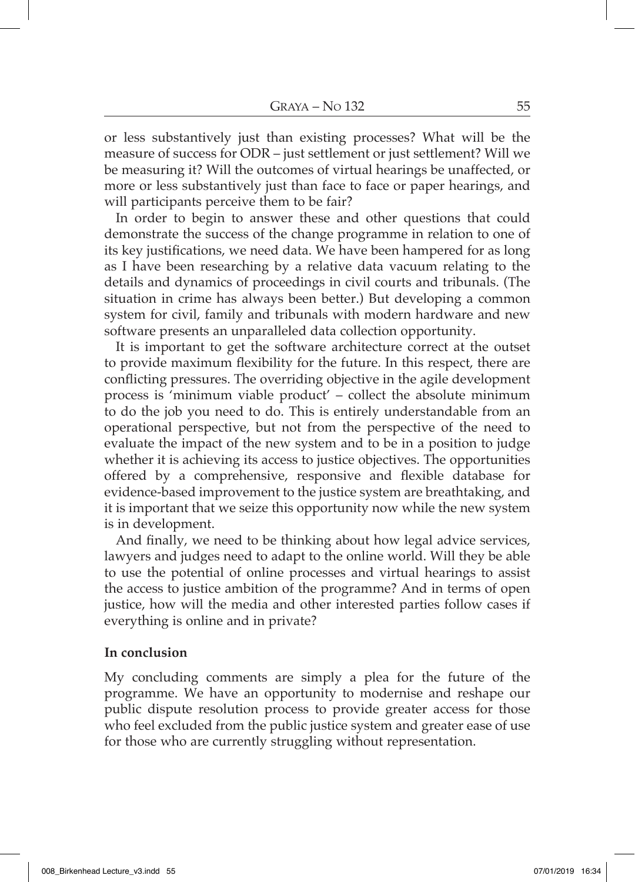or less substantively just than existing processes? What will be the measure of success for ODR – just settlement or just settlement? Will we be measuring it? Will the outcomes of virtual hearings be unaffected, or more or less substantively just than face to face or paper hearings, and will participants perceive them to be fair?

In order to begin to answer these and other questions that could demonstrate the success of the change programme in relation to one of its key justifications, we need data. We have been hampered for as long as I have been researching by a relative data vacuum relating to the details and dynamics of proceedings in civil courts and tribunals. (The situation in crime has always been better.) But developing a common system for civil, family and tribunals with modern hardware and new software presents an unparalleled data collection opportunity.

It is important to get the software architecture correct at the outset to provide maximum flexibility for the future. In this respect, there are conflicting pressures. The overriding objective in the agile development process is 'minimum viable product' – collect the absolute minimum to do the job you need to do. This is entirely understandable from an operational perspective, but not from the perspective of the need to evaluate the impact of the new system and to be in a position to judge whether it is achieving its access to justice objectives. The opportunities offered by a comprehensive, responsive and flexible database for evidence-based improvement to the justice system are breathtaking, and it is important that we seize this opportunity now while the new system is in development.

And finally, we need to be thinking about how legal advice services, lawyers and judges need to adapt to the online world. Will they be able to use the potential of online processes and virtual hearings to assist the access to justice ambition of the programme? And in terms of open justice, how will the media and other interested parties follow cases if everything is online and in private?

### In conclusion

My concluding comments are simply a plea for the future of the programme. We have an opportunity to modernise and reshape our public dispute resolution process to provide greater access for those who feel excluded from the public justice system and greater ease of use for those who are currently struggling without representation.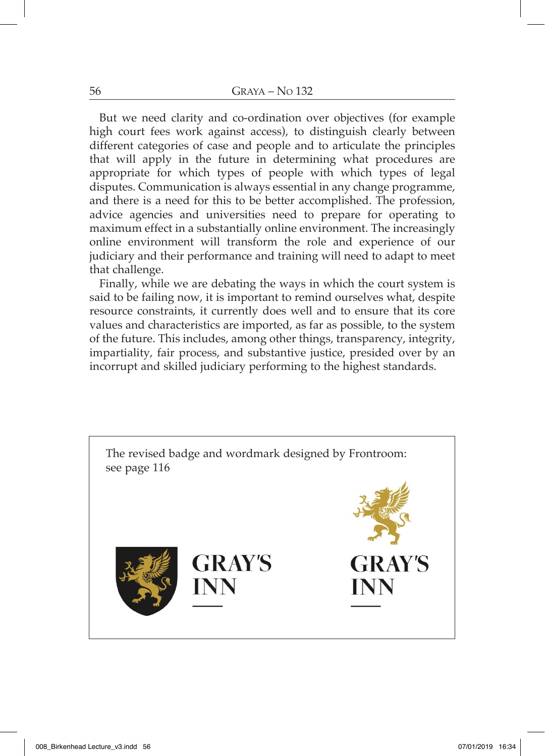But we need clarity and co-ordination over objectives (for example high court fees work against access), to distinguish clearly between different categories of case and people and to articulate the principles that will apply in the future in determining what procedures are appropriate for which types of people with which types of legal disputes. Communication is always essential in any change programme, and there is a need for this to be better accomplished. The profession, advice agencies and universities need to prepare for operating to maximum effect in a substantially online environment. The increasingly online environment will transform the role and experience of our judiciary and their performance and training will need to adapt to meet that challenge.

Finally, while we are debating the ways in which the court system is said to be failing now, it is important to remind ourselves what, despite resource constraints, it currently does well and to ensure that its core values and characteristics are imported, as far as possible, to the system of the future. This includes, among other things, transparency, integrity, impartiality, fair process, and substantive justice, presided over by an incorrupt and skilled judiciary performing to the highest standards.

The revised badge and wordmark designed by Frontroom: see page 116

GRAY'S INN

GRAY'S INN